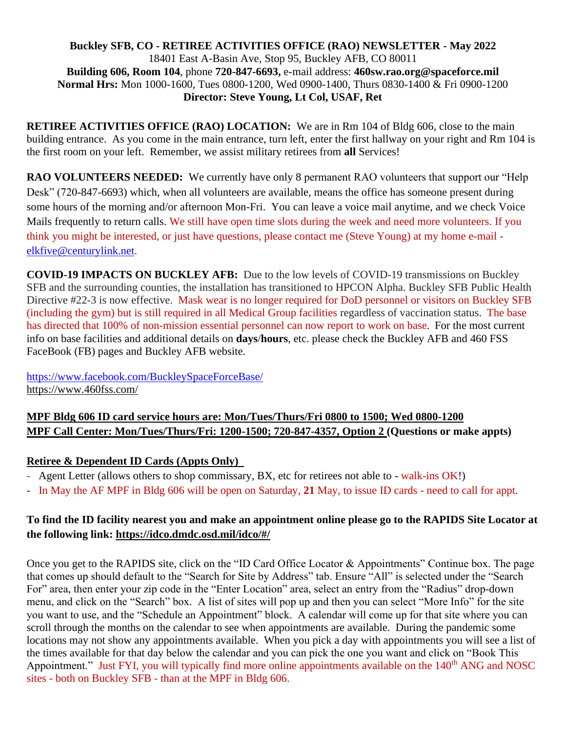**Buckley SFB, CO - RETIREE ACTIVITIES OFFICE (RAO) NEWSLETTER - May 2022**
18401 East A-Basin Ave, Stop 95, Buckley AFB, CO 80011
**Building 606, Room 104**, phone **720-847-6693,** e-mail address: **460sw.rao.org@spaceforce.mil**
**Normal Hrs:** Mon 1000-1600, Tues 0800-1200, Wed 0900-1400, Thurs 0830-1400 & Fri 0900-1200
**Director: Steve Young, Lt Col, USAF, Ret**

**RETIREE ACTIVITIES OFFICE (RAO) LOCATION:** We are in Rm 104 of Bldg 606, close to the main building entrance. As you come in the main entrance, turn left, enter the first hallway on your right and Rm 104 is the first room on your left. Remember, we assist military retirees from **all** Services!

**RAO VOLUNTEERS NEEDED:** We currently have only 8 permanent RAO volunteers that support our "Help Desk" (720-847-6693) which, when all volunteers are available, means the office has someone present during some hours of the morning and/or afternoon Mon-Fri. You can leave a voice mail anytime, and we check Voice Mails frequently to return calls. We still have open time slots during the week and need more volunteers. If you think you might be interested, or just have questions, please contact me (Steve Young) at my home e-mail - elkfive@centurylink.net.

**COVID-19 IMPACTS ON BUCKLEY AFB:** Due to the low levels of COVID-19 transmissions on Buckley SFB and the surrounding counties, the installation has transitioned to HPCON Alpha. Buckley SFB Public Health Directive #22-3 is now effective. Mask wear is no longer required for DoD personnel or visitors on Buckley SFB (including the gym) but is still required in all Medical Group facilities regardless of vaccination status. The base has directed that 100% of non-mission essential personnel can now report to work on base. For the most current info on base facilities and additional details on **days**/**hours**, etc. please check the Buckley AFB and 460 FSS FaceBook (FB) pages and Buckley AFB website.

https://www.facebook.com/BuckleySpaceForceBase/
https://www.460fss.com/

**MPF Bldg 606 ID card service hours are: Mon/Tues/Thurs/Fri 0800 to 1500; Wed 0800-1200**
**MPF Call Center: Mon/Tues/Thurs/Fri: 1200-1500; 720-847-4357, Option 2 (Questions or make appts)**

**Retiree & Dependent ID Cards (Appts Only)**

- Agent Letter (allows others to shop commissary, BX, etc for retirees not able to - walk-ins OK!)
- In May the AF MPF in Bldg 606 will be open on Saturday, **21** May, to issue ID cards - need to call for appt.

**To find the ID facility nearest you and make an appointment online please go to the RAPIDS Site Locator at the following link: https://idco.dmdc.osd.mil/idco/#/**

Once you get to the RAPIDS site, click on the "ID Card Office Locator & Appointments" Continue box. The page that comes up should default to the "Search for Site by Address" tab. Ensure "All" is selected under the "Search For" area, then enter your zip code in the "Enter Location" area, select an entry from the "Radius" drop-down menu, and click on the "Search" box. A list of sites will pop up and then you can select "More Info" for the site you want to use, and the "Schedule an Appointment" block. A calendar will come up for that site where you can scroll through the months on the calendar to see when appointments are available. During the pandemic some locations may not show any appointments available. When you pick a day with appointments you will see a list of the times available for that day below the calendar and you can pick the one you want and click on "Book This Appointment." Just FYI, you will typically find more online appointments available on the 140th ANG and NOSC sites - both on Buckley SFB - than at the MPF in Bldg 606.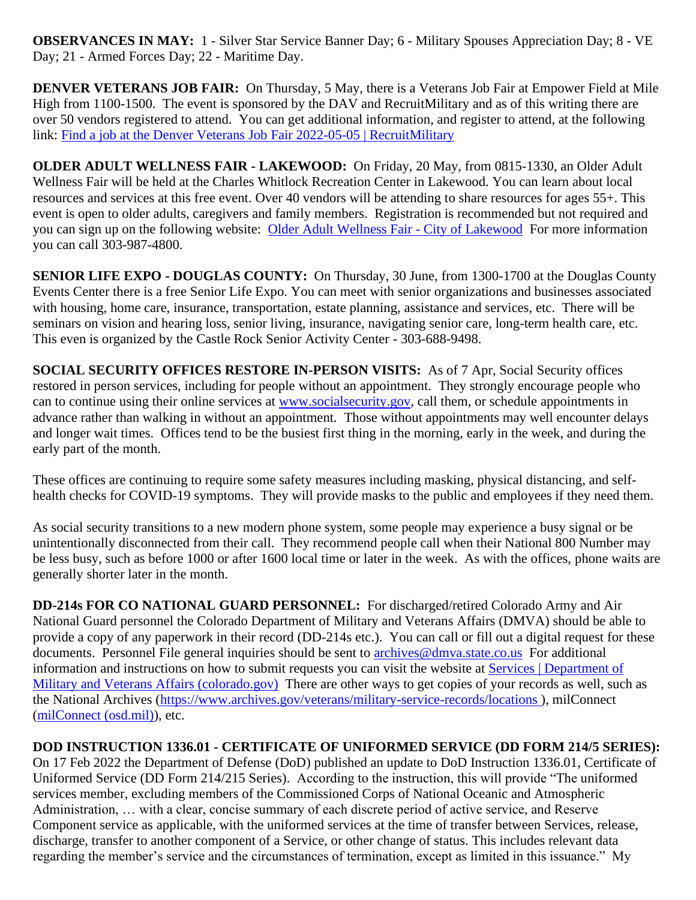**OBSERVANCES IN MAY:** 1 - Silver Star Service Banner Day; 6 - Military Spouses Appreciation Day; 8 - VE Day; 21 - Armed Forces Day; 22 - Maritime Day.

**DENVER VETERANS JOB FAIR:** On Thursday, 5 May, there is a Veterans Job Fair at Empower Field at Mile High from 1100-1500. The event is sponsored by the DAV and RecruitMilitary and as of this writing there are over 50 vendors registered to attend. You can get additional information, and register to attend, at the following link: Find a job at the Denver Veterans Job Fair 2022-05-05 | RecruitMilitary

**OLDER ADULT WELLNESS FAIR - LAKEWOOD:** On Friday, 20 May, from 0815-1330, an Older Adult Wellness Fair will be held at the Charles Whitlock Recreation Center in Lakewood. You can learn about local resources and services at this free event. Over 40 vendors will be attending to share resources for ages 55+. This event is open to older adults, caregivers and family members. Registration is recommended but not required and you can sign up on the following website: Older Adult Wellness Fair - City of Lakewood For more information you can call 303-987-4800.

**SENIOR LIFE EXPO - DOUGLAS COUNTY:** On Thursday, 30 June, from 1300-1700 at the Douglas County Events Center there is a free Senior Life Expo. You can meet with senior organizations and businesses associated with housing, home care, insurance, transportation, estate planning, assistance and services, etc. There will be seminars on vision and hearing loss, senior living, insurance, navigating senior care, long-term health care, etc. This even is organized by the Castle Rock Senior Activity Center - 303-688-9498.

**SOCIAL SECURITY OFFICES RESTORE IN-PERSON VISITS:** As of 7 Apr, Social Security offices restored in person services, including for people without an appointment. They strongly encourage people who can to continue using their online services at www.socialsecurity.gov, call them, or schedule appointments in advance rather than walking in without an appointment. Those without appointments may well encounter delays and longer wait times. Offices tend to be the busiest first thing in the morning, early in the week, and during the early part of the month.

These offices are continuing to require some safety measures including masking, physical distancing, and self-health checks for COVID-19 symptoms. They will provide masks to the public and employees if they need them.

As social security transitions to a new modern phone system, some people may experience a busy signal or be unintentionally disconnected from their call. They recommend people call when their National 800 Number may be less busy, such as before 1000 or after 1600 local time or later in the week. As with the offices, phone waits are generally shorter later in the month.

**DD-214s FOR CO NATIONAL GUARD PERSONNEL:** For discharged/retired Colorado Army and Air National Guard personnel the Colorado Department of Military and Veterans Affairs (DMVA) should be able to provide a copy of any paperwork in their record (DD-214s etc.). You can call or fill out a digital request for these documents. Personnel File general inquiries should be sent to archives@dmva.state.co.us For additional information and instructions on how to submit requests you can visit the website at Services | Department of Military and Veterans Affairs (colorado.gov) There are other ways to get copies of your records as well, such as the National Archives (https://www.archives.gov/veterans/military-service-records/locations ), milConnect (milConnect (osd.mil)), etc.

**DOD INSTRUCTION 1336.01 - CERTIFICATE OF UNIFORMED SERVICE (DD FORM 214/5 SERIES):** On 17 Feb 2022 the Department of Defense (DoD) published an update to DoD Instruction 1336.01, Certificate of Uniformed Service (DD Form 214/215 Series). According to the instruction, this will provide "The uniformed services member, excluding members of the Commissioned Corps of National Oceanic and Atmospheric Administration, … with a clear, concise summary of each discrete period of active service, and Reserve Component service as applicable, with the uniformed services at the time of transfer between Services, release, discharge, transfer to another component of a Service, or other change of status. This includes relevant data regarding the member's service and the circumstances of termination, except as limited in this issuance." My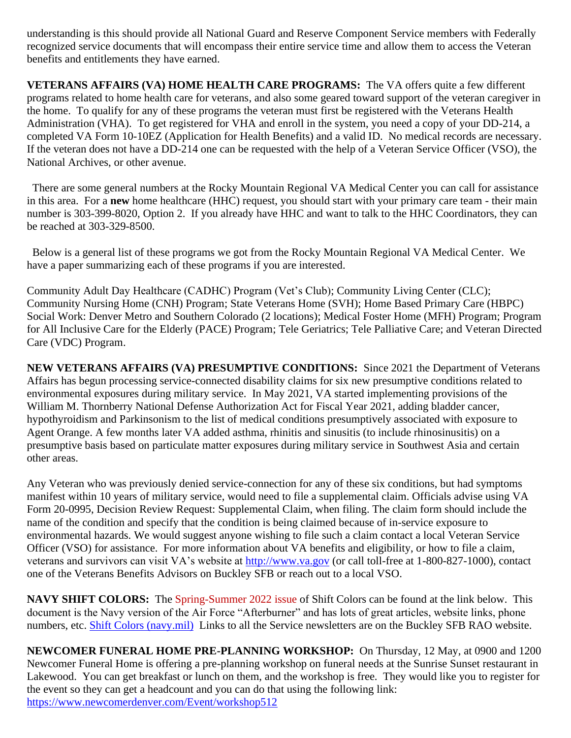understanding is this should provide all National Guard and Reserve Component Service members with Federally recognized service documents that will encompass their entire service time and allow them to access the Veteran benefits and entitlements they have earned.

**VETERANS AFFAIRS (VA) HOME HEALTH CARE PROGRAMS:** The VA offers quite a few different programs related to home health care for veterans, and also some geared toward support of the veteran caregiver in the home. To qualify for any of these programs the veteran must first be registered with the Veterans Health Administration (VHA). To get registered for VHA and enroll in the system, you need a copy of your DD-214, a completed VA Form 10-10EZ (Application for Health Benefits) and a valid ID. No medical records are necessary. If the veteran does not have a DD-214 one can be requested with the help of a Veteran Service Officer (VSO), the National Archives, or other avenue.

There are some general numbers at the Rocky Mountain Regional VA Medical Center you can call for assistance in this area. For a **new** home healthcare (HHC) request, you should start with your primary care team - their main number is 303-399-8020, Option 2. If you already have HHC and want to talk to the HHC Coordinators, they can be reached at 303-329-8500.

Below is a general list of these programs we got from the Rocky Mountain Regional VA Medical Center. We have a paper summarizing each of these programs if you are interested.

Community Adult Day Healthcare (CADHC) Program (Vet's Club); Community Living Center (CLC); Community Nursing Home (CNH) Program; State Veterans Home (SVH); Home Based Primary Care (HBPC) Social Work: Denver Metro and Southern Colorado (2 locations); Medical Foster Home (MFH) Program; Program for All Inclusive Care for the Elderly (PACE) Program; Tele Geriatrics; Tele Palliative Care; and Veteran Directed Care (VDC) Program.

**NEW VETERANS AFFAIRS (VA) PRESUMPTIVE CONDITIONS:** Since 2021 the Department of Veterans Affairs has begun processing service-connected disability claims for six new presumptive conditions related to environmental exposures during military service. In May 2021, VA started implementing provisions of the William M. Thornberry National Defense Authorization Act for Fiscal Year 2021, adding bladder cancer, hypothyroidism and Parkinsonism to the list of medical conditions presumptively associated with exposure to Agent Orange. A few months later VA added asthma, rhinitis and sinusitis (to include rhinosinusitis) on a presumptive basis based on particulate matter exposures during military service in Southwest Asia and certain other areas.

Any Veteran who was previously denied service-connection for any of these six conditions, but had symptoms manifest within 10 years of military service, would need to file a supplemental claim. Officials advise using VA Form 20-0995, Decision Review Request: Supplemental Claim, when filing. The claim form should include the name of the condition and specify that the condition is being claimed because of in-service exposure to environmental hazards. We would suggest anyone wishing to file such a claim contact a local Veteran Service Officer (VSO) for assistance. For more information about VA benefits and eligibility, or how to file a claim, veterans and survivors can visit VA's website at [http://www.va.gov](http://www.va.gov) (or call toll-free at 1-800-827-1000), contact one of the Veterans Benefits Advisors on Buckley SFB or reach out to a local VSO.

**NAVY SHIFT COLORS:** The Spring-Summer 2022 issue of Shift Colors can be found at the link below. This document is the Navy version of the Air Force "Afterburner" and has lots of great articles, website links, phone numbers, etc. [Shift Colors (navy.mil)](Shift Colors (navy.mil)) Links to all the Service newsletters are on the Buckley SFB RAO website.

**NEWCOMER FUNERAL HOME PRE-PLANNING WORKSHOP:** On Thursday, 12 May, at 0900 and 1200 Newcomer Funeral Home is offering a pre-planning workshop on funeral needs at the Sunrise Sunset restaurant in Lakewood. You can get breakfast or lunch on them, and the workshop is free. They would like you to register for the event so they can get a headcount and you can do that using the following link: [https://www.newcomerdenver.com/Event/workshop512](https://www.newcomerdenver.com/Event/workshop512)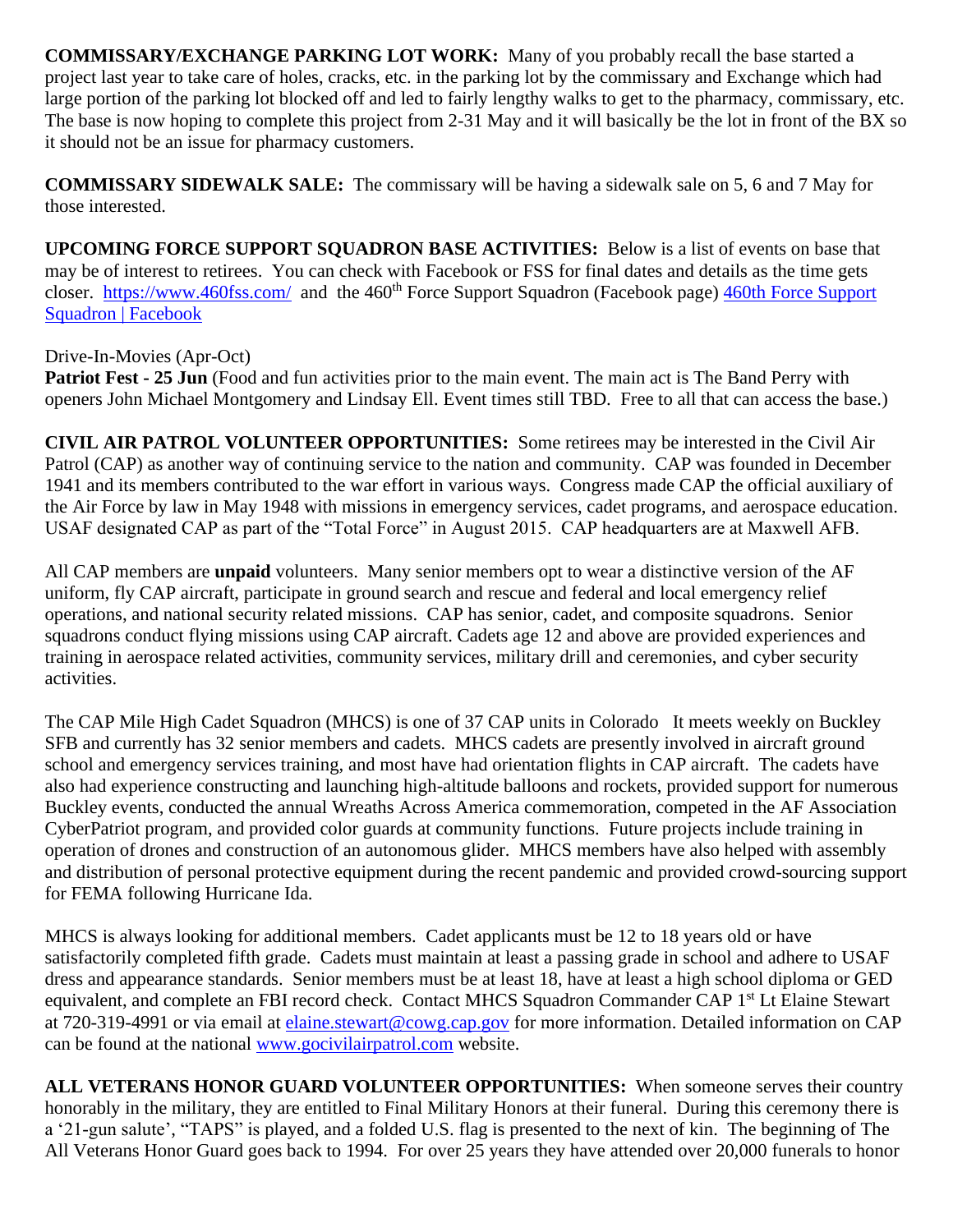**COMMISSARY/EXCHANGE PARKING LOT WORK:** Many of you probably recall the base started a project last year to take care of holes, cracks, etc. in the parking lot by the commissary and Exchange which had large portion of the parking lot blocked off and led to fairly lengthy walks to get to the pharmacy, commissary, etc. The base is now hoping to complete this project from 2-31 May and it will basically be the lot in front of the BX so it should not be an issue for pharmacy customers.

**COMMISSARY SIDEWALK SALE:** The commissary will be having a sidewalk sale on 5, 6 and 7 May for those interested.

**UPCOMING FORCE SUPPORT SQUADRON BASE ACTIVITIES:** Below is a list of events on base that may be of interest to retirees. You can check with Facebook or FSS for final dates and details as the time gets closer. [https://www.460fss.com/](https://www.460fss.com/) and the 460th Force Support Squadron (Facebook page) [460th Force Support Squadron | Facebook](460th Force Support Squadron | Facebook)

Drive-In-Movies (Apr-Oct)

**Patriot Fest - 25 Jun** (Food and fun activities prior to the main event. The main act is The Band Perry with openers John Michael Montgomery and Lindsay Ell. Event times still TBD. Free to all that can access the base.)

**CIVIL AIR PATROL VOLUNTEER OPPORTUNITIES:** Some retirees may be interested in the Civil Air Patrol (CAP) as another way of continuing service to the nation and community. CAP was founded in December 1941 and its members contributed to the war effort in various ways. Congress made CAP the official auxiliary of the Air Force by law in May 1948 with missions in emergency services, cadet programs, and aerospace education. USAF designated CAP as part of the "Total Force" in August 2015. CAP headquarters are at Maxwell AFB.

All CAP members are **unpaid** volunteers. Many senior members opt to wear a distinctive version of the AF uniform, fly CAP aircraft, participate in ground search and rescue and federal and local emergency relief operations, and national security related missions. CAP has senior, cadet, and composite squadrons. Senior squadrons conduct flying missions using CAP aircraft. Cadets age 12 and above are provided experiences and training in aerospace related activities, community services, military drill and ceremonies, and cyber security activities.

The CAP Mile High Cadet Squadron (MHCS) is one of 37 CAP units in Colorado It meets weekly on Buckley SFB and currently has 32 senior members and cadets. MHCS cadets are presently involved in aircraft ground school and emergency services training, and most have had orientation flights in CAP aircraft. The cadets have also had experience constructing and launching high-altitude balloons and rockets, provided support for numerous Buckley events, conducted the annual Wreaths Across America commemoration, competed in the AF Association CyberPatriot program, and provided color guards at community functions. Future projects include training in operation of drones and construction of an autonomous glider. MHCS members have also helped with assembly and distribution of personal protective equipment during the recent pandemic and provided crowd-sourcing support for FEMA following Hurricane Ida.

MHCS is always looking for additional members. Cadet applicants must be 12 to 18 years old or have satisfactorily completed fifth grade. Cadets must maintain at least a passing grade in school and adhere to USAF dress and appearance standards. Senior members must be at least 18, have at least a high school diploma or GED equivalent, and complete an FBI record check. Contact MHCS Squadron Commander CAP 1st Lt Elaine Stewart at 720-319-4991 or via email at [elaine.stewart@cowg.cap.gov](mailto:elaine.stewart@cowg.cap.gov) for more information. Detailed information on CAP can be found at the national [www.gocivilairpatrol.com](www.gocivilairpatrol.com) website.

**ALL VETERANS HONOR GUARD VOLUNTEER OPPORTUNITIES:** When someone serves their country honorably in the military, they are entitled to Final Military Honors at their funeral. During this ceremony there is a '21-gun salute', "TAPS" is played, and a folded U.S. flag is presented to the next of kin. The beginning of The All Veterans Honor Guard goes back to 1994. For over 25 years they have attended over 20,000 funerals to honor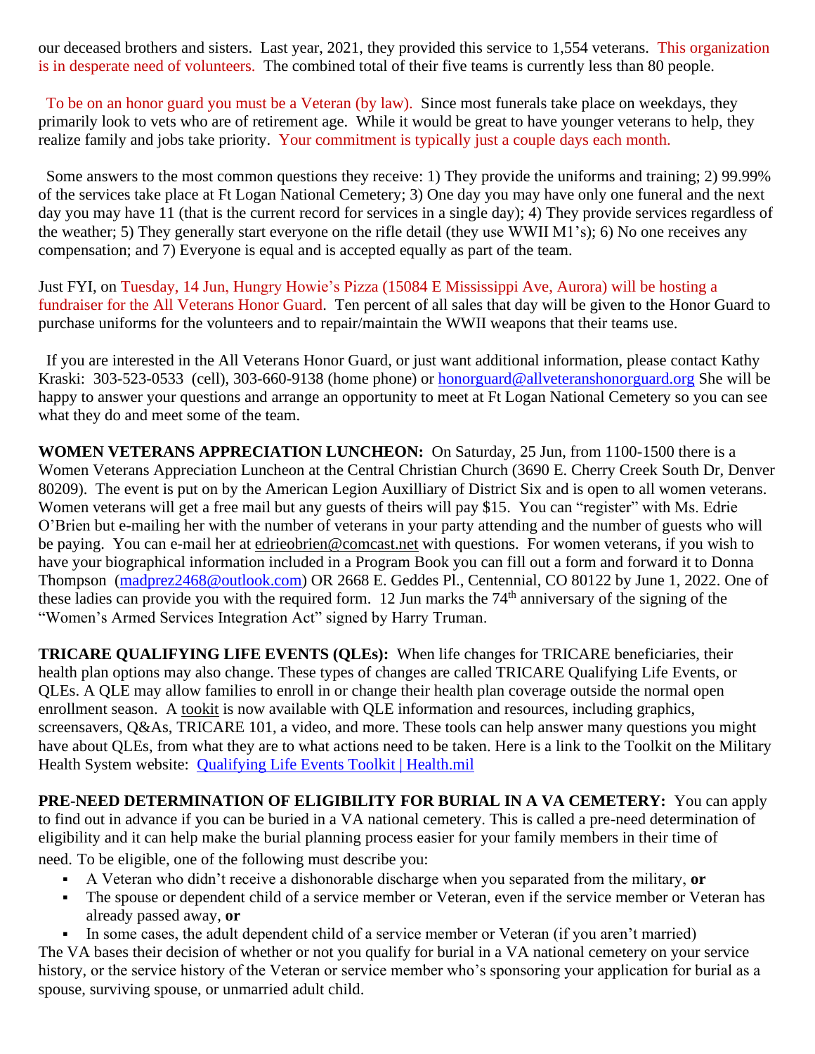our deceased brothers and sisters. Last year, 2021, they provided this service to 1,554 veterans. This organization is in desperate need of volunteers. The combined total of their five teams is currently less than 80 people.

To be on an honor guard you must be a Veteran (by law). Since most funerals take place on weekdays, they primarily look to vets who are of retirement age. While it would be great to have younger veterans to help, they realize family and jobs take priority. Your commitment is typically just a couple days each month.

Some answers to the most common questions they receive: 1) They provide the uniforms and training; 2) 99.99% of the services take place at Ft Logan National Cemetery; 3) One day you may have only one funeral and the next day you may have 11 (that is the current record for services in a single day); 4) They provide services regardless of the weather; 5) They generally start everyone on the rifle detail (they use WWII M1's); 6) No one receives any compensation; and 7) Everyone is equal and is accepted equally as part of the team.

Just FYI, on Tuesday, 14 Jun, Hungry Howie's Pizza (15084 E Mississippi Ave, Aurora) will be hosting a fundraiser for the All Veterans Honor Guard. Ten percent of all sales that day will be given to the Honor Guard to purchase uniforms for the volunteers and to repair/maintain the WWII weapons that their teams use.

If you are interested in the All Veterans Honor Guard, or just want additional information, please contact Kathy Kraski: 303-523-0533 (cell), 303-660-9138 (home phone) or honorguard@allveteranshonorguard.org She will be happy to answer your questions and arrange an opportunity to meet at Ft Logan National Cemetery so you can see what they do and meet some of the team.

**WOMEN VETERANS APPRECIATION LUNCHEON:** On Saturday, 25 Jun, from 1100-1500 there is a Women Veterans Appreciation Luncheon at the Central Christian Church (3690 E. Cherry Creek South Dr, Denver 80209). The event is put on by the American Legion Auxilliary of District Six and is open to all women veterans. Women veterans will get a free mail but any guests of theirs will pay $15. You can "register" with Ms. Edrie O'Brien but e-mailing her with the number of veterans in your party attending and the number of guests who will be paying. You can e-mail her at edrieobrien@comcast.net with questions. For women veterans, if you wish to have your biographical information included in a Program Book you can fill out a form and forward it to Donna Thompson (madprez2468@outlook.com) OR 2668 E. Geddes Pl., Centennial, CO 80122 by June 1, 2022. One of these ladies can provide you with the required form. 12 Jun marks the 74th anniversary of the signing of the "Women's Armed Services Integration Act" signed by Harry Truman.

**TRICARE QUALIFYING LIFE EVENTS (QLEs):** When life changes for TRICARE beneficiaries, their health plan options may also change. These types of changes are called TRICARE Qualifying Life Events, or QLEs. A QLE may allow families to enroll in or change their health plan coverage outside the normal open enrollment season. A tookit is now available with QLE information and resources, including graphics, screensavers, Q&As, TRICARE 101, a video, and more. These tools can help answer many questions you might have about QLEs, from what they are to what actions need to be taken. Here is a link to the Toolkit on the Military Health System website: Qualifying Life Events Toolkit | Health.mil

**PRE-NEED DETERMINATION OF ELIGIBILITY FOR BURIAL IN A VA CEMETERY:** You can apply to find out in advance if you can be buried in a VA national cemetery. This is called a pre-need determination of eligibility and it can help make the burial planning process easier for your family members in their time of need. To be eligible, one of the following must describe you:

- A Veteran who didn't receive a dishonorable discharge when you separated from the military, **or**
- The spouse or dependent child of a service member or Veteran, even if the service member or Veteran has already passed away, **or**
- In some cases, the adult dependent child of a service member or Veteran (if you aren't married)

The VA bases their decision of whether or not you qualify for burial in a VA national cemetery on your service history, or the service history of the Veteran or service member who's sponsoring your application for burial as a spouse, surviving spouse, or unmarried adult child.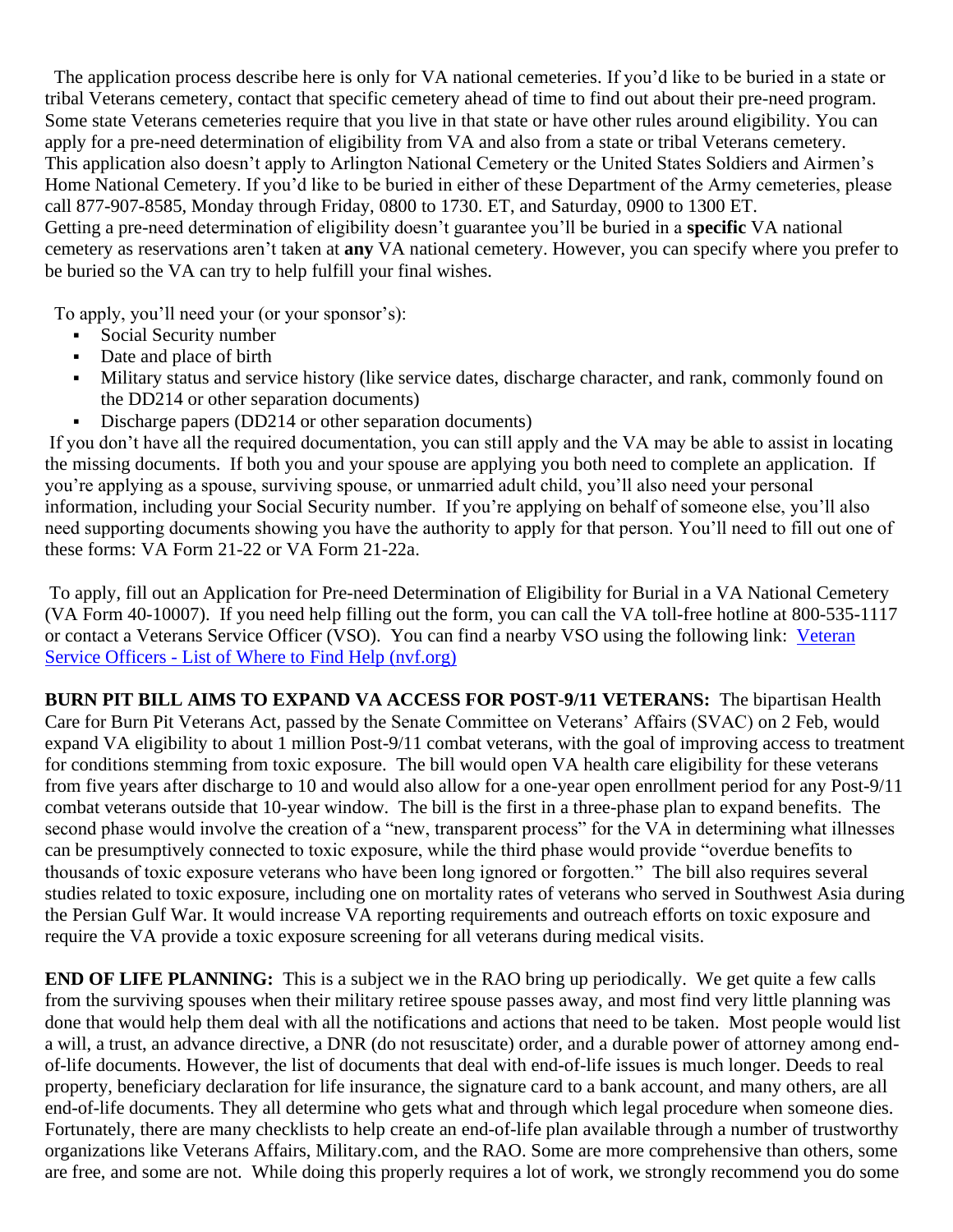The application process describe here is only for VA national cemeteries. If you'd like to be buried in a state or tribal Veterans cemetery, contact that specific cemetery ahead of time to find out about their pre-need program. Some state Veterans cemeteries require that you live in that state or have other rules around eligibility. You can apply for a pre-need determination of eligibility from VA and also from a state or tribal Veterans cemetery. This application also doesn't apply to Arlington National Cemetery or the United States Soldiers and Airmen's Home National Cemetery. If you'd like to be buried in either of these Department of the Army cemeteries, please call 877-907-8585, Monday through Friday, 0800 to 1730. ET, and Saturday, 0900 to 1300 ET. Getting a pre-need determination of eligibility doesn't guarantee you'll be buried in a **specific** VA national cemetery as reservations aren't taken at **any** VA national cemetery. However, you can specify where you prefer to be buried so the VA can try to help fulfill your final wishes.

To apply, you'll need your (or your sponsor's):

- Social Security number
- Date and place of birth
- Military status and service history (like service dates, discharge character, and rank, commonly found on the DD214 or other separation documents)
- Discharge papers (DD214 or other separation documents)

If you don't have all the required documentation, you can still apply and the VA may be able to assist in locating the missing documents. If both you and your spouse are applying you both need to complete an application. If you're applying as a spouse, surviving spouse, or unmarried adult child, you'll also need your personal information, including your Social Security number. If you're applying on behalf of someone else, you'll also need supporting documents showing you have the authority to apply for that person. You'll need to fill out one of these forms: VA Form 21-22 or VA Form 21-22a.

To apply, fill out an Application for Pre-need Determination of Eligibility for Burial in a VA National Cemetery (VA Form 40-10007). If you need help filling out the form, you can call the VA toll-free hotline at 800-535-1117 or contact a Veterans Service Officer (VSO). You can find a nearby VSO using the following link: [Veteran Service Officers - List of Where to Find Help (nvf.org)]()

**BURN PIT BILL AIMS TO EXPAND VA ACCESS FOR POST-9/11 VETERANS:** The bipartisan Health Care for Burn Pit Veterans Act, passed by the Senate Committee on Veterans' Affairs (SVAC) on 2 Feb, would expand VA eligibility to about 1 million Post-9/11 combat veterans, with the goal of improving access to treatment for conditions stemming from toxic exposure. The bill would open VA health care eligibility for these veterans from five years after discharge to 10 and would also allow for a one-year open enrollment period for any Post-9/11 combat veterans outside that 10-year window. The bill is the first in a three-phase plan to expand benefits. The second phase would involve the creation of a "new, transparent process" for the VA in determining what illnesses can be presumptively connected to toxic exposure, while the third phase would provide "overdue benefits to thousands of toxic exposure veterans who have been long ignored or forgotten." The bill also requires several studies related to toxic exposure, including one on mortality rates of veterans who served in Southwest Asia during the Persian Gulf War. It would increase VA reporting requirements and outreach efforts on toxic exposure and require the VA provide a toxic exposure screening for all veterans during medical visits.

**END OF LIFE PLANNING:** This is a subject we in the RAO bring up periodically. We get quite a few calls from the surviving spouses when their military retiree spouse passes away, and most find very little planning was done that would help them deal with all the notifications and actions that need to be taken. Most people would list a will, a trust, an advance directive, a DNR (do not resuscitate) order, and a durable power of attorney among end-of-life documents. However, the list of documents that deal with end-of-life issues is much longer. Deeds to real property, beneficiary declaration for life insurance, the signature card to a bank account, and many others, are all end-of-life documents. They all determine who gets what and through which legal procedure when someone dies. Fortunately, there are many checklists to help create an end-of-life plan available through a number of trustworthy organizations like Veterans Affairs, Military.com, and the RAO. Some are more comprehensive than others, some are free, and some are not. While doing this properly requires a lot of work, we strongly recommend you do some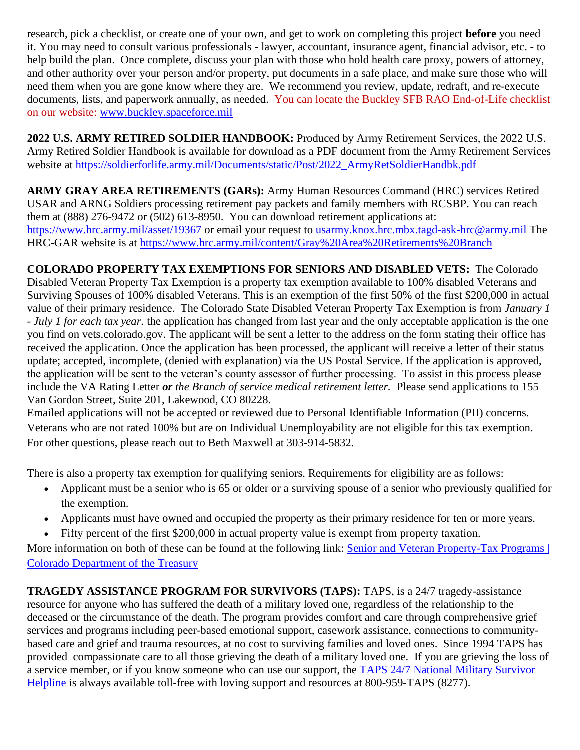research, pick a checklist, or create one of your own, and get to work on completing this project **before** you need it. You may need to consult various professionals - lawyer, accountant, insurance agent, financial advisor, etc. - to help build the plan. Once complete, discuss your plan with those who hold health care proxy, powers of attorney, and other authority over your person and/or property, put documents in a safe place, and make sure those who will need them when you are gone know where they are. We recommend you review, update, redraft, and re-execute documents, lists, and paperwork annually, as needed. You can locate the Buckley SFB RAO End-of-Life checklist on our website: [www.buckley.spaceforce.mil](http://www.buckley.spaceforce.mil)

**2022 U.S. ARMY RETIRED SOLDIER HANDBOOK:** Produced by Army Retirement Services, the 2022 U.S. Army Retired Soldier Handbook is available for download as a PDF document from the Army Retirement Services website at [https://soldierforlife.army.mil/Documents/static/Post/2022_ArmyRetSoldierHandbk.pdf](https://soldierforlife.army.mil/Documents/static/Post/2022_ArmyRetSoldierHandbk.pdf)

**ARMY GRAY AREA RETIREMENTS (GARs):** Army Human Resources Command (HRC) services Retired USAR and ARNG Soldiers processing retirement pay packets and family members with RCSBP. You can reach them at (888) 276-9472 or (502) 613-8950. You can download retirement applications at: [https://www.hrc.army.mil/asset/19367](https://www.hrc.army.mil/asset/19367) or email your request to [usarmy.knox.hrc.mbx.tagd-ask-hrc@army.mil](mailto:usarmy.knox.hrc.mbx.tagd-ask-hrc@army.mil) The HRC-GAR website is at [https://www.hrc.army.mil/content/Gray%20Area%20Retirements%20Branch](https://www.hrc.army.mil/content/Gray%20Area%20Retirements%20Branch)

**COLORADO PROPERTY TAX EXEMPTIONS FOR SENIORS AND DISABLED VETS:** The Colorado Disabled Veteran Property Tax Exemption is a property tax exemption available to 100% disabled Veterans and Surviving Spouses of 100% disabled Veterans. This is an exemption of the first 50% of the first $200,000 in actual value of their primary residence. The Colorado State Disabled Veteran Property Tax Exemption is from *January 1 - July 1 for each tax year.* the application has changed from last year and the only acceptable application is the one you find on vets.colorado.gov. The applicant will be sent a letter to the address on the form stating their office has received the application. Once the application has been processed, the applicant will receive a letter of their status update; accepted, incomplete, (denied with explanation) via the US Postal Service. If the application is approved, the application will be sent to the veteran's county assessor of further processing. To assist in this process please include the VA Rating Letter ***or*** *the Branch of service medical retirement letter.* Please send applications to 155 Van Gordon Street, Suite 201, Lakewood, CO 80228.
Emailed applications will not be accepted or reviewed due to Personal Identifiable Information (PII) concerns. Veterans who are not rated 100% but are on Individual Unemployability are not eligible for this tax exemption. For other questions, please reach out to Beth Maxwell at 303-914-5832.

There is also a property tax exemption for qualifying seniors. Requirements for eligibility are as follows:

- Applicant must be a senior who is 65 or older or a surviving spouse of a senior who previously qualified for the exemption.
- Applicants must have owned and occupied the property as their primary residence for ten or more years.
- Fifty percent of the first $200,000 in actual property value is exempt from property taxation.

More information on both of these can be found at the following link: Senior and Veteran Property-Tax Programs | Colorado Department of the Treasury

**TRAGEDY ASSISTANCE PROGRAM FOR SURVIVORS (TAPS):** TAPS, is a 24/7 tragedy-assistance resource for anyone who has suffered the death of a military loved one, regardless of the relationship to the deceased or the circumstance of the death. The program provides comfort and care through comprehensive grief services and programs including peer-based emotional support, casework assistance, connections to community-based care and grief and trauma resources, at no cost to surviving families and loved ones. Since 1994 TAPS has provided compassionate care to all those grieving the death of a military loved one. If you are grieving the loss of a service member, or if you know someone who can use our support, the TAPS 24/7 National Military Survivor Helpline is always available toll-free with loving support and resources at 800-959-TAPS (8277).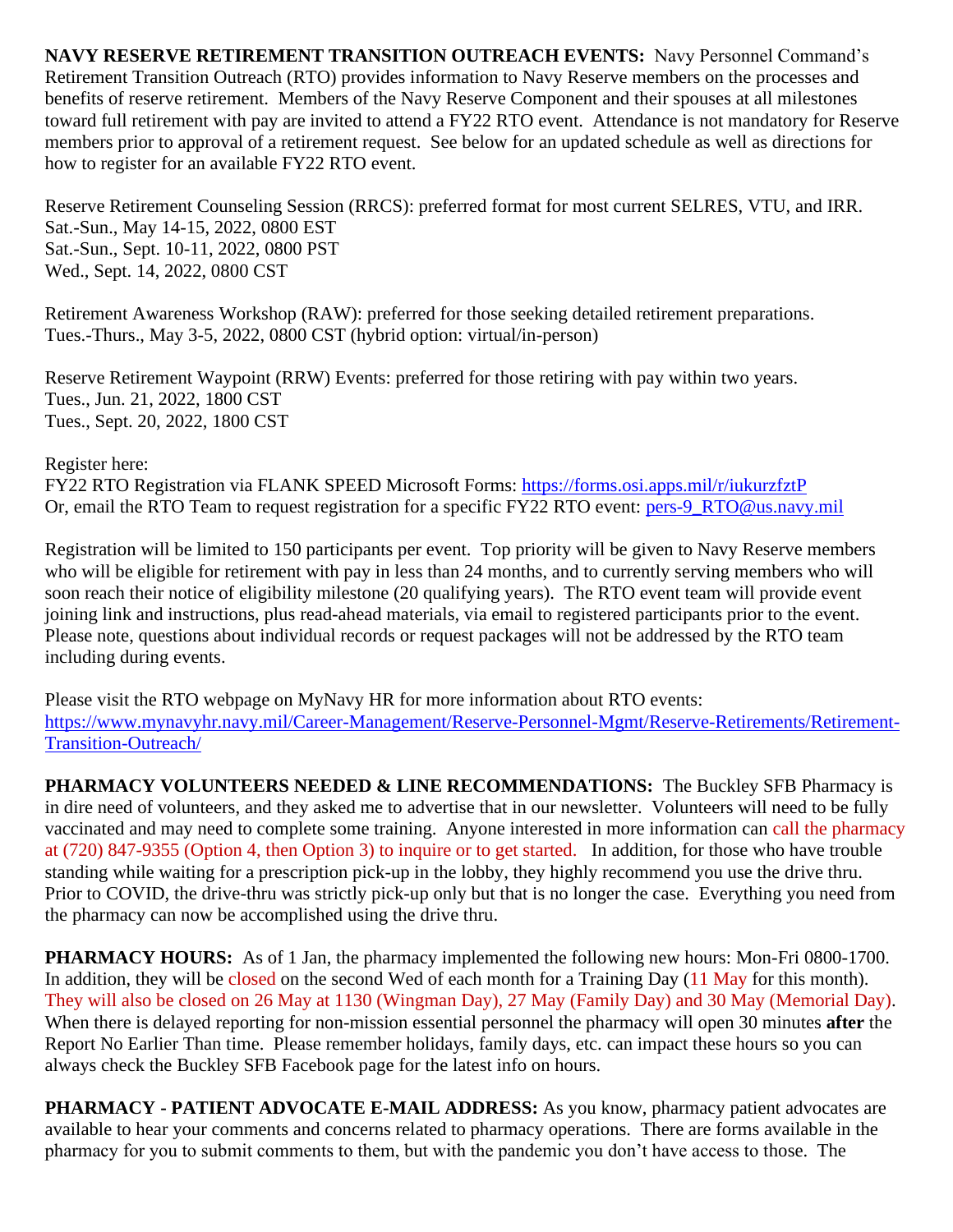**NAVY RESERVE RETIREMENT TRANSITION OUTREACH EVENTS:** Navy Personnel Command's Retirement Transition Outreach (RTO) provides information to Navy Reserve members on the processes and benefits of reserve retirement. Members of the Navy Reserve Component and their spouses at all milestones toward full retirement with pay are invited to attend a FY22 RTO event. Attendance is not mandatory for Reserve members prior to approval of a retirement request. See below for an updated schedule as well as directions for how to register for an available FY22 RTO event.

Reserve Retirement Counseling Session (RRCS): preferred format for most current SELRES, VTU, and IRR.
Sat.-Sun., May 14-15, 2022, 0800 EST
Sat.-Sun., Sept. 10-11, 2022, 0800 PST
Wed., Sept. 14, 2022, 0800 CST

Retirement Awareness Workshop (RAW): preferred for those seeking detailed retirement preparations.
Tues.-Thurs., May 3-5, 2022, 0800 CST (hybrid option: virtual/in-person)

Reserve Retirement Waypoint (RRW) Events: preferred for those retiring with pay within two years.
Tues., Jun. 21, 2022, 1800 CST
Tues., Sept. 20, 2022, 1800 CST

Register here:
FY22 RTO Registration via FLANK SPEED Microsoft Forms: https://forms.osi.apps.mil/r/iukurzfztP
Or, email the RTO Team to request registration for a specific FY22 RTO event: pers-9_RTO@us.navy.mil

Registration will be limited to 150 participants per event. Top priority will be given to Navy Reserve members who will be eligible for retirement with pay in less than 24 months, and to currently serving members who will soon reach their notice of eligibility milestone (20 qualifying years). The RTO event team will provide event joining link and instructions, plus read-ahead materials, via email to registered participants prior to the event. Please note, questions about individual records or request packages will not be addressed by the RTO team including during events.

Please visit the RTO webpage on MyNavy HR for more information about RTO events:
https://www.mynavyhr.navy.mil/Career-Management/Reserve-Personnel-Mgmt/Reserve-Retirements/Retirement-Transition-Outreach/

**PHARMACY VOLUNTEERS NEEDED & LINE RECOMMENDATIONS:** The Buckley SFB Pharmacy is in dire need of volunteers, and they asked me to advertise that in our newsletter. Volunteers will need to be fully vaccinated and may need to complete some training. Anyone interested in more information can call the pharmacy at (720) 847-9355 (Option 4, then Option 3) to inquire or to get started. In addition, for those who have trouble standing while waiting for a prescription pick-up in the lobby, they highly recommend you use the drive thru. Prior to COVID, the drive-thru was strictly pick-up only but that is no longer the case. Everything you need from the pharmacy can now be accomplished using the drive thru.

**PHARMACY HOURS:** As of 1 Jan, the pharmacy implemented the following new hours: Mon-Fri 0800-1700. In addition, they will be closed on the second Wed of each month for a Training Day (11 May for this month). They will also be closed on 26 May at 1130 (Wingman Day), 27 May (Family Day) and 30 May (Memorial Day). When there is delayed reporting for non-mission essential personnel the pharmacy will open 30 minutes **after** the Report No Earlier Than time. Please remember holidays, family days, etc. can impact these hours so you can always check the Buckley SFB Facebook page for the latest info on hours.

**PHARMACY - PATIENT ADVOCATE E-MAIL ADDRESS:** As you know, pharmacy patient advocates are available to hear your comments and concerns related to pharmacy operations. There are forms available in the pharmacy for you to submit comments to them, but with the pandemic you don't have access to those. The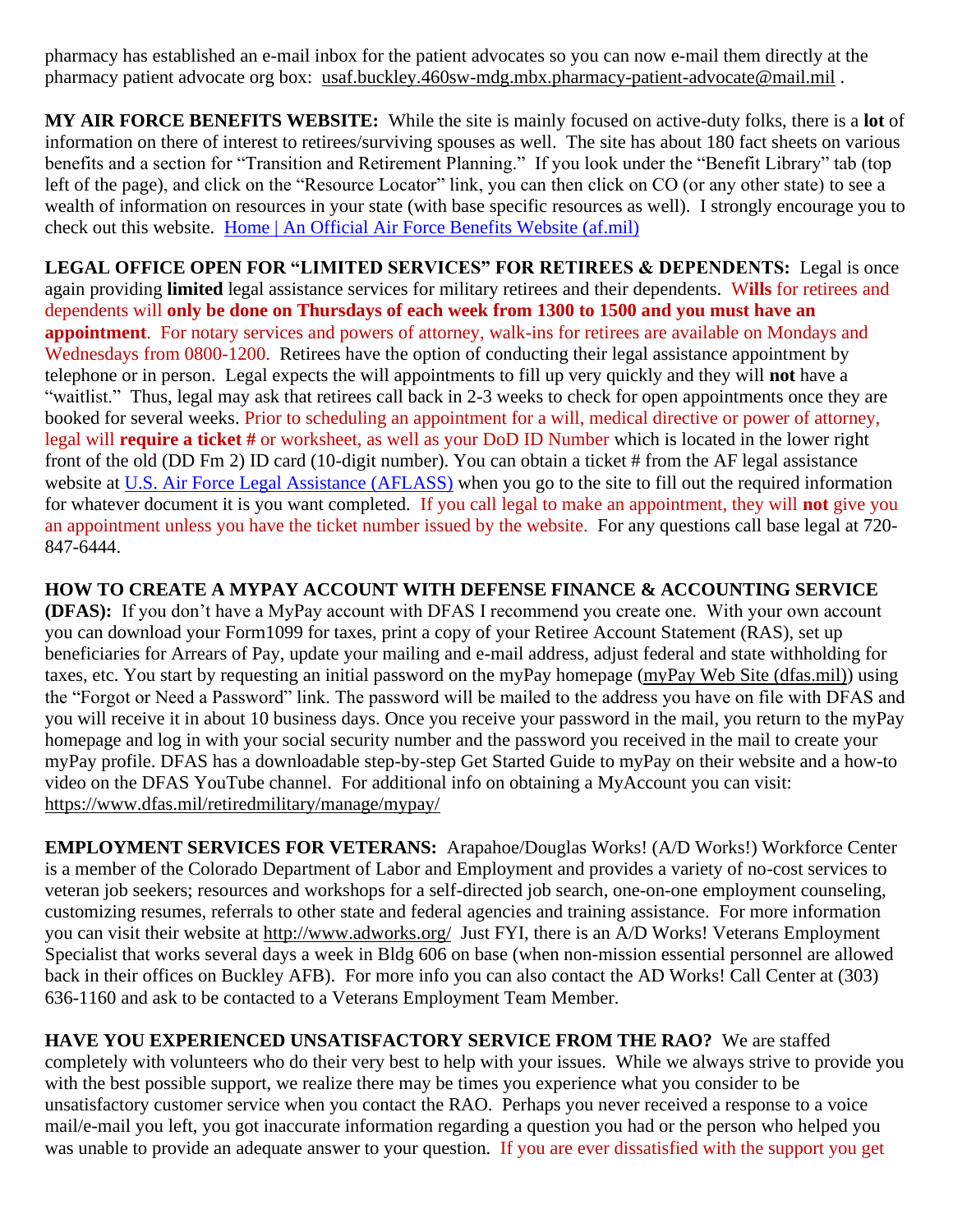pharmacy has established an e-mail inbox for the patient advocates so you can now e-mail them directly at the pharmacy patient advocate org box: usaf.buckley.460sw-mdg.mbx.pharmacy-patient-advocate@mail.mil .

**MY AIR FORCE BENEFITS WEBSITE:** While the site is mainly focused on active-duty folks, there is a **lot** of information on there of interest to retirees/surviving spouses as well. The site has about 180 fact sheets on various benefits and a section for "Transition and Retirement Planning." If you look under the "Benefit Library" tab (top left of the page), and click on the "Resource Locator" link, you can then click on CO (or any other state) to see a wealth of information on resources in your state (with base specific resources as well). I strongly encourage you to check out this website. [Home | An Official Air Force Benefits Website (af.mil)]

**LEGAL OFFICE OPEN FOR "LIMITED SERVICES" FOR RETIREES & DEPENDENTS:** Legal is once again providing **limited** legal assistance services for military retirees and their dependents. W**ills** for retirees and dependents will **only be done on Thursdays of each week from 1300 to 1500 and you must have an appointment**. For notary services and powers of attorney, walk-ins for retirees are available on Mondays and Wednesdays from 0800-1200. Retirees have the option of conducting their legal assistance appointment by telephone or in person. Legal expects the will appointments to fill up very quickly and they will **not** have a "waitlist." Thus, legal may ask that retirees call back in 2-3 weeks to check for open appointments once they are booked for several weeks. Prior to scheduling an appointment for a will, medical directive or power of attorney, legal will **require a ticket #** or worksheet, as well as your DoD ID Number which is located in the lower right front of the old (DD Fm 2) ID card (10-digit number). You can obtain a ticket # from the AF legal assistance website at [U.S. Air Force Legal Assistance (AFLASS)] when you go to the site to fill out the required information for whatever document it is you want completed. If you call legal to make an appointment, they will **not** give you an appointment unless you have the ticket number issued by the website. For any questions call base legal at 720-847-6444.

**HOW TO CREATE A MYPAY ACCOUNT WITH DEFENSE FINANCE & ACCOUNTING SERVICE (DFAS):** If you don't have a MyPay account with DFAS I recommend you create one. With your own account you can download your Form1099 for taxes, print a copy of your Retiree Account Statement (RAS), set up beneficiaries for Arrears of Pay, update your mailing and e-mail address, adjust federal and state withholding for taxes, etc. You start by requesting an initial password on the myPay homepage (myPay Web Site (dfas.mil)) using the "Forgot or Need a Password" link. The password will be mailed to the address you have on file with DFAS and you will receive it in about 10 business days. Once you receive your password in the mail, you return to the myPay homepage and log in with your social security number and the password you received in the mail to create your myPay profile. DFAS has a downloadable step-by-step Get Started Guide to myPay on their website and a how-to video on the DFAS YouTube channel. For additional info on obtaining a MyAccount you can visit: https://www.dfas.mil/retiredmilitary/manage/mypay/

**EMPLOYMENT SERVICES FOR VETERANS:** Arapahoe/Douglas Works! (A/D Works!) Workforce Center is a member of the Colorado Department of Labor and Employment and provides a variety of no-cost services to veteran job seekers; resources and workshops for a self-directed job search, one-on-one employment counseling, customizing resumes, referrals to other state and federal agencies and training assistance. For more information you can visit their website at http://www.adworks.org/ Just FYI, there is an A/D Works! Veterans Employment Specialist that works several days a week in Bldg 606 on base (when non-mission essential personnel are allowed back in their offices on Buckley AFB). For more info you can also contact the AD Works! Call Center at (303) 636-1160 and ask to be contacted to a Veterans Employment Team Member.

**HAVE YOU EXPERIENCED UNSATISFACTORY SERVICE FROM THE RAO?** We are staffed completely with volunteers who do their very best to help with your issues. While we always strive to provide you with the best possible support, we realize there may be times you experience what you consider to be unsatisfactory customer service when you contact the RAO. Perhaps you never received a response to a voice mail/e-mail you left, you got inaccurate information regarding a question you had or the person who helped you was unable to provide an adequate answer to your question. If you are ever dissatisfied with the support you get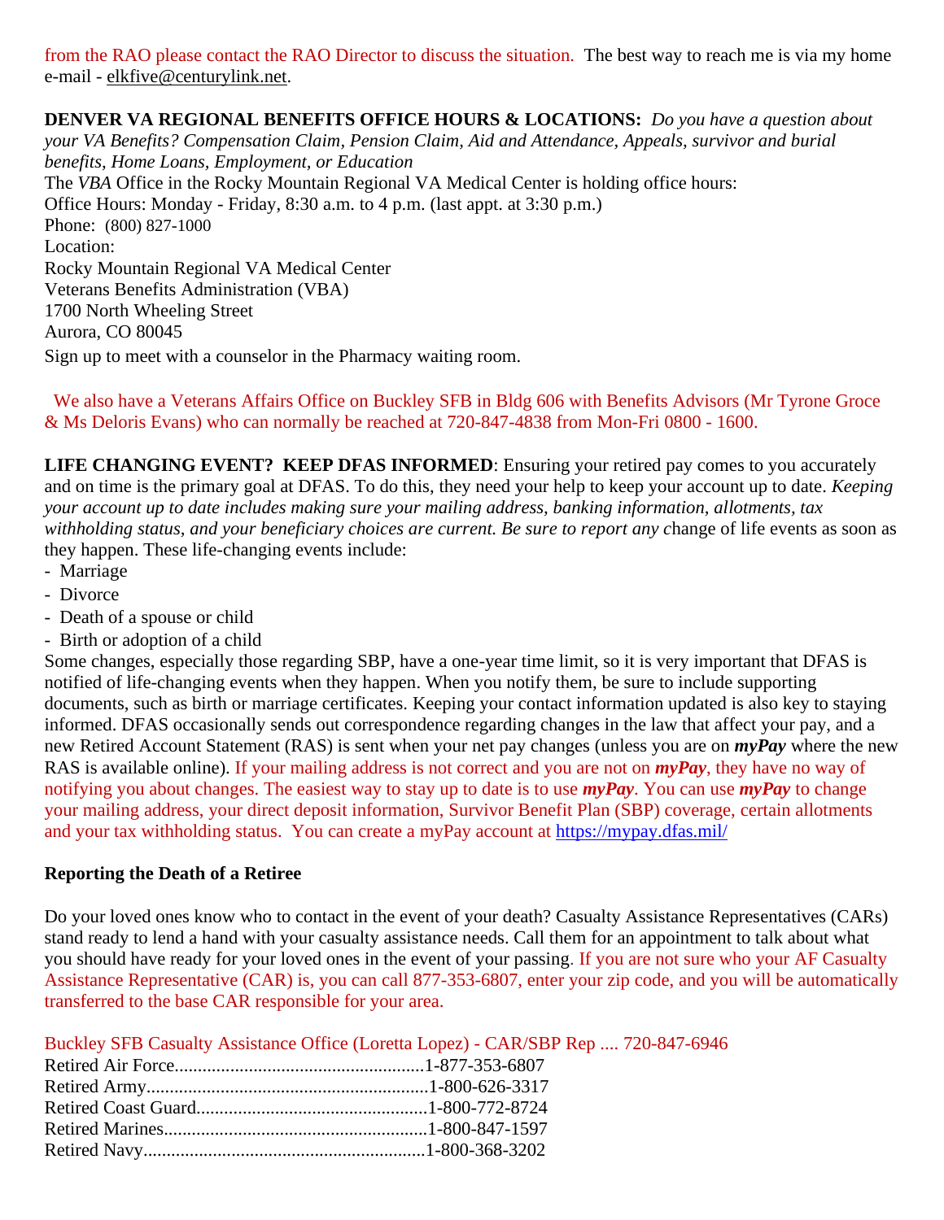from the RAO please contact the RAO Director to discuss the situation. The best way to reach me is via my home e-mail - elkfive@centurylink.net.

**DENVER VA REGIONAL BENEFITS OFFICE HOURS & LOCATIONS:** *Do you have a question about your VA Benefits? Compensation Claim, Pension Claim, Aid and Attendance, Appeals, survivor and burial benefits, Home Loans, Employment, or Education*

The *VBA* Office in the Rocky Mountain Regional VA Medical Center is holding office hours:
Office Hours: Monday - Friday, 8:30 a.m. to 4 p.m. (last appt. at 3:30 p.m.)
Phone: (800) 827-1000
Location:
Rocky Mountain Regional VA Medical Center
Veterans Benefits Administration (VBA)
1700 North Wheeling Street
Aurora, CO 80045
Sign up to meet with a counselor in the Pharmacy waiting room.

We also have a Veterans Affairs Office on Buckley SFB in Bldg 606 with Benefits Advisors (Mr Tyrone Groce & Ms Deloris Evans) who can normally be reached at 720-847-4838 from Mon-Fri 0800 - 1600.

**LIFE CHANGING EVENT? KEEP DFAS INFORMED**: Ensuring your retired pay comes to you accurately and on time is the primary goal at DFAS. To do this, they need your help to keep your account up to date. *Keeping your account up to date includes making sure your mailing address, banking information, allotments, tax withholding status, and your beneficiary choices are current. Be sure to report any c*hange of life events as soon as they happen. These life-changing events include:

- Marriage
- Divorce
- Death of a spouse or child
- Birth or adoption of a child

Some changes, especially those regarding SBP, have a one-year time limit, so it is very important that DFAS is notified of life-changing events when they happen. When you notify them, be sure to include supporting documents, such as birth or marriage certificates. Keeping your contact information updated is also key to staying informed. DFAS occasionally sends out correspondence regarding changes in the law that affect your pay, and a new Retired Account Statement (RAS) is sent when your net pay changes (unless you are on ***myPay*** where the new RAS is available online). If your mailing address is not correct and you are not on ***myPay***, they have no way of notifying you about changes. The easiest way to stay up to date is to use ***myPay***. You can use ***myPay*** to change your mailing address, your direct deposit information, Survivor Benefit Plan (SBP) coverage, certain allotments and your tax withholding status. You can create a myPay account at https://mypay.dfas.mil/

**Reporting the Death of a Retiree**

Do your loved ones know who to contact in the event of your death? Casualty Assistance Representatives (CARs) stand ready to lend a hand with your casualty assistance needs. Call them for an appointment to talk about what you should have ready for your loved ones in the event of your passing. If you are not sure who your AF Casualty Assistance Representative (CAR) is, you can call 877-353-6807, enter your zip code, and you will be automatically transferred to the base CAR responsible for your area.

Buckley SFB Casualty Assistance Office (Loretta Lopez) - CAR/SBP Rep .... 720-847-6946
Retired Air Force......................................................1-877-353-6807
Retired Army............................................................1-800-626-3317
Retired Coast Guard.................................................1-800-772-8724
Retired Marines........................................................1-800-847-1597
Retired Navy............................................................1-800-368-3202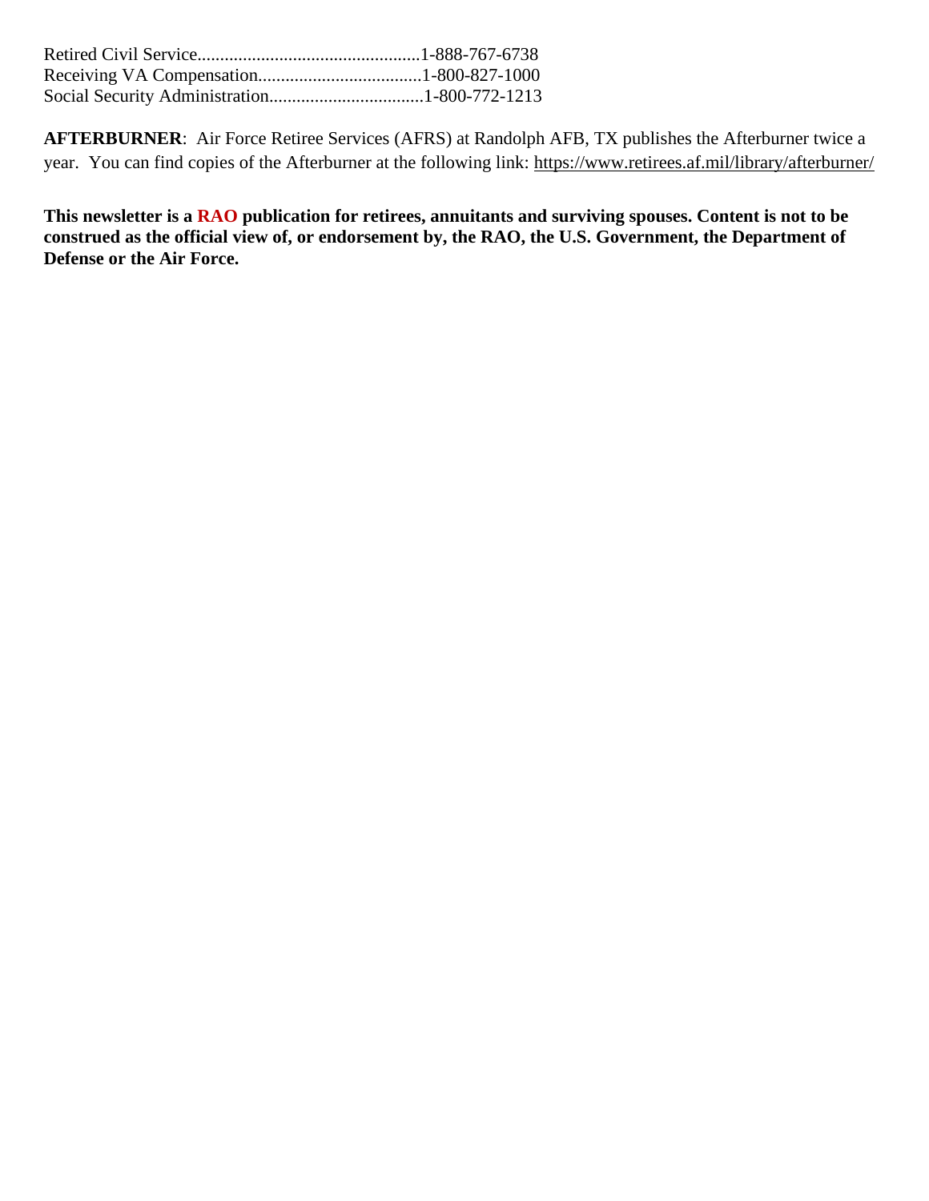Retired Civil Service.................................................1-888-767-6738
Receiving VA Compensation....................................1-800-827-1000
Social Security Administration..................................1-800-772-1213

**AFTERBURNER**: Air Force Retiree Services (AFRS) at Randolph AFB, TX publishes the Afterburner twice a year. You can find copies of the Afterburner at the following link: https://www.retirees.af.mil/library/afterburner/

**This newsletter is a RAO publication for retirees, annuitants and surviving spouses. Content is not to be construed as the official view of, or endorsement by, the RAO, the U.S. Government, the Department of Defense or the Air Force.**